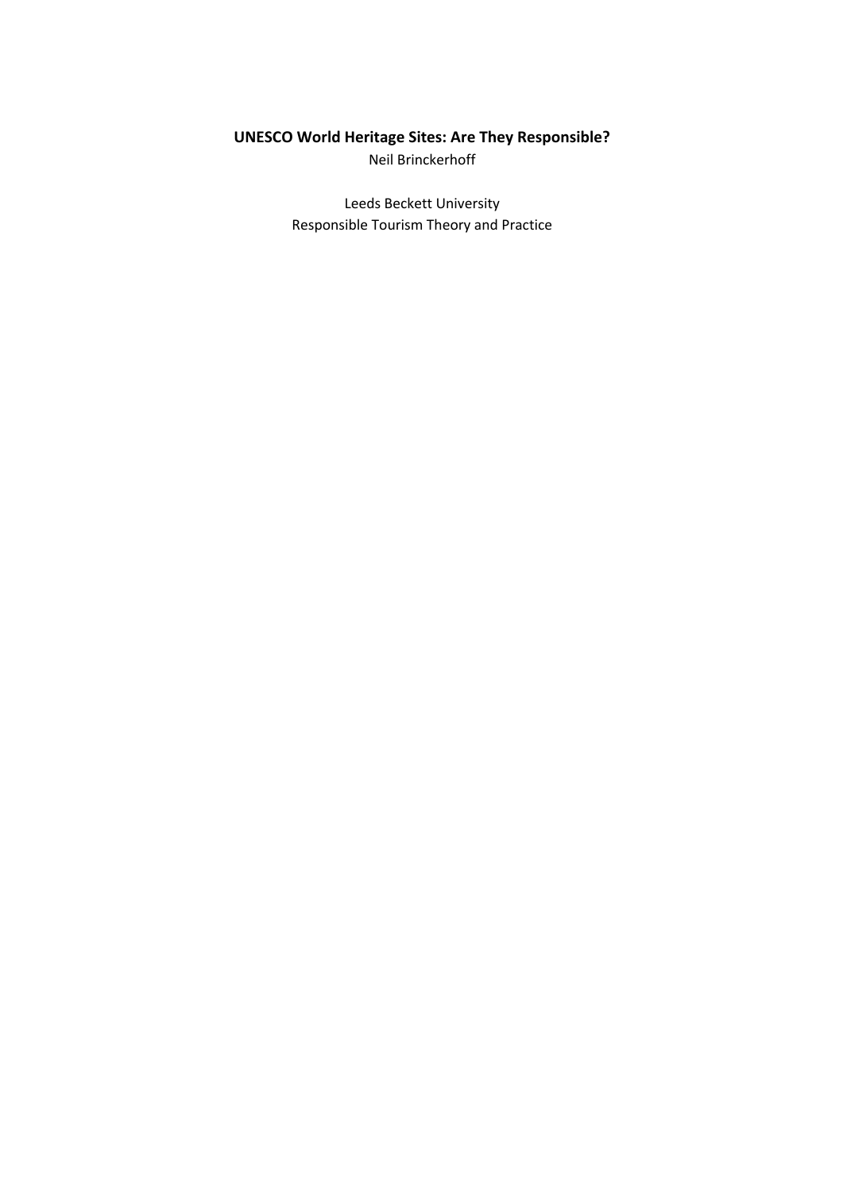# UNESCO World Heritage Sites: Are They Responsible?

Neil Brinckerhoff

Leeds Beckett University
Responsible Tourism Theory and Practice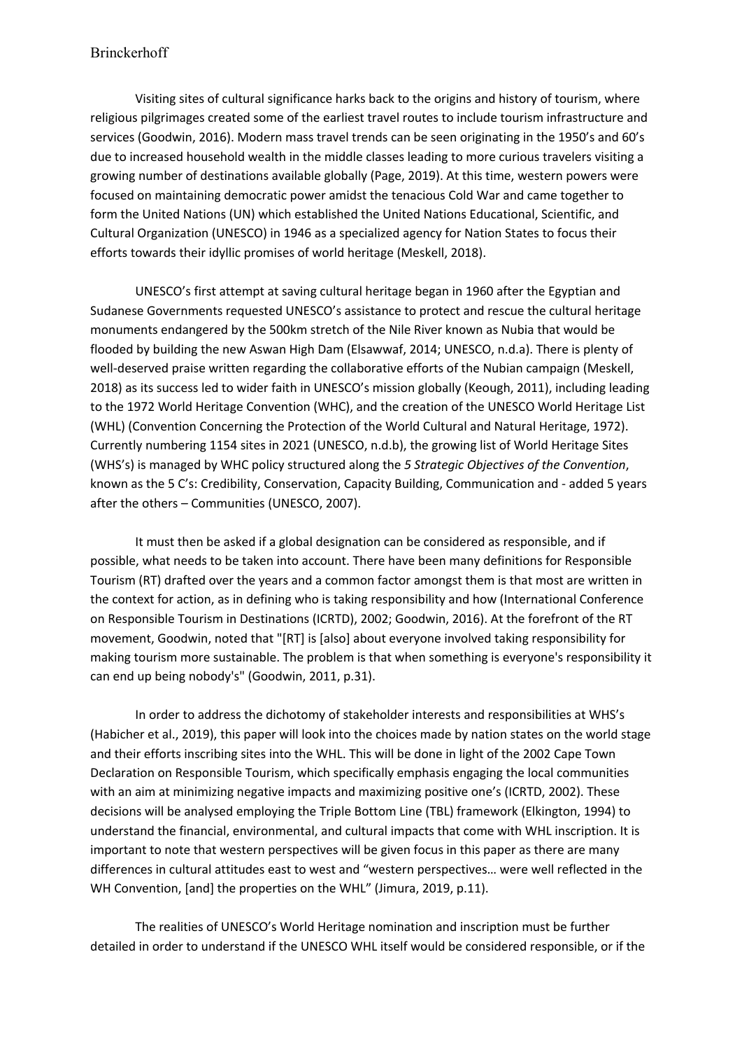Visiting sites of cultural significance harks back to the origins and history of tourism, where religious pilgrimages created some of the earliest travel routes to include tourism infrastructure and services (Goodwin, 2016). Modern mass travel trends can be seen originating in the 1950's and 60's due to increased household wealth in the middle classes leading to more curious travelers visiting a growing number of destinations available globally (Page, 2019). At this time, western powers were focused on maintaining democratic power amidst the tenacious Cold War and came together to form the United Nations (UN) which established the United Nations Educational, Scientific, and Cultural Organization (UNESCO) in 1946 as a specialized agency for Nation States to focus their efforts towards their idyllic promises of world heritage (Meskell, 2018).

UNESCO's first attempt at saving cultural heritage began in 1960 after the Egyptian and Sudanese Governments requested UNESCO's assistance to protect and rescue the cultural heritage monuments endangered by the 500km stretch of the Nile River known as Nubia that would be flooded by building the new Aswan High Dam (Elsawwaf, 2014; UNESCO, n.d.a). There is plenty of well-deserved praise written regarding the collaborative efforts of the Nubian campaign (Meskell, 2018) as its success led to wider faith in UNESCO's mission globally (Keough, 2011), including leading to the 1972 World Heritage Convention (WHC), and the creation of the UNESCO World Heritage List (WHL) (Convention Concerning the Protection of the World Cultural and Natural Heritage, 1972). Currently numbering 1154 sites in 2021 (UNESCO, n.d.b), the growing list of World Heritage Sites (WHS's) is managed by WHC policy structured along the *5 Strategic Objectives of the Convention*, known as the 5 C's: Credibility, Conservation, Capacity Building, Communication and - added 5 years after the others – Communities (UNESCO, 2007).

It must then be asked if a global designation can be considered as responsible, and if possible, what needs to be taken into account. There have been many definitions for Responsible Tourism (RT) drafted over the years and a common factor amongst them is that most are written in the context for action, as in defining who is taking responsibility and how (International Conference on Responsible Tourism in Destinations (ICRTD), 2002; Goodwin, 2016). At the forefront of the RT movement, Goodwin, noted that "[RT] is [also] about everyone involved taking responsibility for making tourism more sustainable. The problem is that when something is everyone's responsibility it can end up being nobody's" (Goodwin, 2011, p.31).

In order to address the dichotomy of stakeholder interests and responsibilities at WHS's (Habicher et al., 2019), this paper will look into the choices made by nation states on the world stage and their efforts inscribing sites into the WHL. This will be done in light of the 2002 Cape Town Declaration on Responsible Tourism, which specifically emphasis engaging the local communities with an aim at minimizing negative impacts and maximizing positive one's (ICRTD, 2002). These decisions will be analysed employing the Triple Bottom Line (TBL) framework (Elkington, 1994) to understand the financial, environmental, and cultural impacts that come with WHL inscription. It is important to note that western perspectives will be given focus in this paper as there are many differences in cultural attitudes east to west and "western perspectives… were well reflected in the WH Convention, [and] the properties on the WHL" (Jimura, 2019, p.11).

The realities of UNESCO's World Heritage nomination and inscription must be further detailed in order to understand if the UNESCO WHL itself would be considered responsible, or if the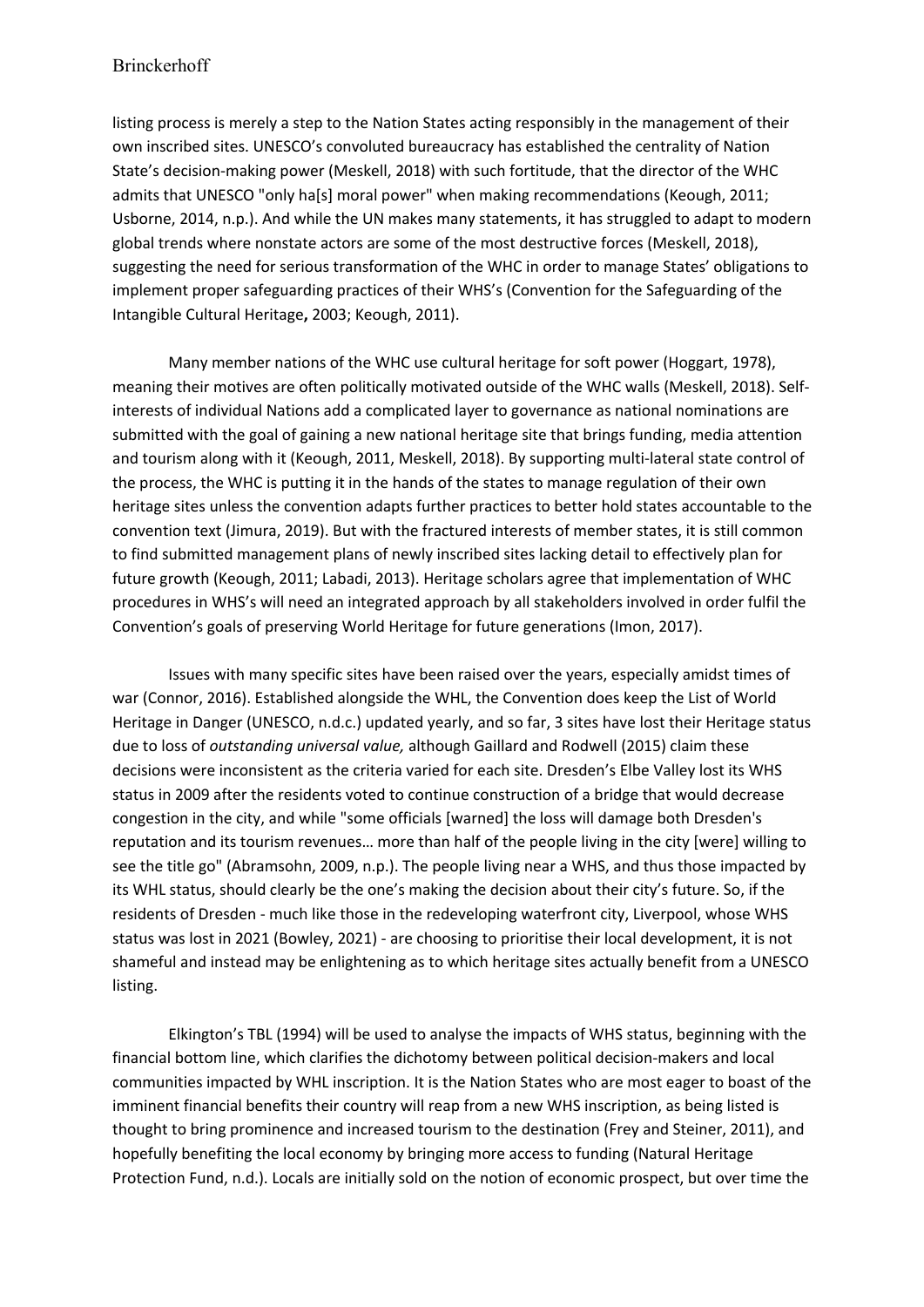listing process is merely a step to the Nation States acting responsibly in the management of their own inscribed sites. UNESCO's convoluted bureaucracy has established the centrality of Nation State's decision-making power (Meskell, 2018) with such fortitude, that the director of the WHC admits that UNESCO "only ha[s] moral power" when making recommendations (Keough, 2011; Usborne, 2014, n.p.). And while the UN makes many statements, it has struggled to adapt to modern global trends where nonstate actors are some of the most destructive forces (Meskell, 2018), suggesting the need for serious transformation of the WHC in order to manage States' obligations to implement proper safeguarding practices of their WHS's (Convention for the Safeguarding of the Intangible Cultural Heritage**,** 2003; Keough, 2011).

Many member nations of the WHC use cultural heritage for soft power (Hoggart, 1978), meaning their motives are often politically motivated outside of the WHC walls (Meskell, 2018). Self-interests of individual Nations add a complicated layer to governance as national nominations are submitted with the goal of gaining a new national heritage site that brings funding, media attention and tourism along with it (Keough, 2011, Meskell, 2018). By supporting multi-lateral state control of the process, the WHC is putting it in the hands of the states to manage regulation of their own heritage sites unless the convention adapts further practices to better hold states accountable to the convention text (Jimura, 2019). But with the fractured interests of member states, it is still common to find submitted management plans of newly inscribed sites lacking detail to effectively plan for future growth (Keough, 2011; Labadi, 2013). Heritage scholars agree that implementation of WHC procedures in WHS's will need an integrated approach by all stakeholders involved in order fulfil the Convention's goals of preserving World Heritage for future generations (Imon, 2017).

Issues with many specific sites have been raised over the years, especially amidst times of war (Connor, 2016). Established alongside the WHL, the Convention does keep the List of World Heritage in Danger (UNESCO, n.d.c.) updated yearly, and so far, 3 sites have lost their Heritage status due to loss of *outstanding universal value,* although Gaillard and Rodwell (2015) claim these decisions were inconsistent as the criteria varied for each site. Dresden's Elbe Valley lost its WHS status in 2009 after the residents voted to continue construction of a bridge that would decrease congestion in the city, and while "some officials [warned] the loss will damage both Dresden's reputation and its tourism revenues… more than half of the people living in the city [were] willing to see the title go" (Abramsohn, 2009, n.p.). The people living near a WHS, and thus those impacted by its WHL status, should clearly be the one's making the decision about their city's future. So, if the residents of Dresden - much like those in the redeveloping waterfront city, Liverpool, whose WHS status was lost in 2021 (Bowley, 2021) - are choosing to prioritise their local development, it is not shameful and instead may be enlightening as to which heritage sites actually benefit from a UNESCO listing.

Elkington's TBL (1994) will be used to analyse the impacts of WHS status, beginning with the financial bottom line, which clarifies the dichotomy between political decision-makers and local communities impacted by WHL inscription. It is the Nation States who are most eager to boast of the imminent financial benefits their country will reap from a new WHS inscription, as being listed is thought to bring prominence and increased tourism to the destination (Frey and Steiner, 2011), and hopefully benefiting the local economy by bringing more access to funding (Natural Heritage Protection Fund, n.d.). Locals are initially sold on the notion of economic prospect, but over time the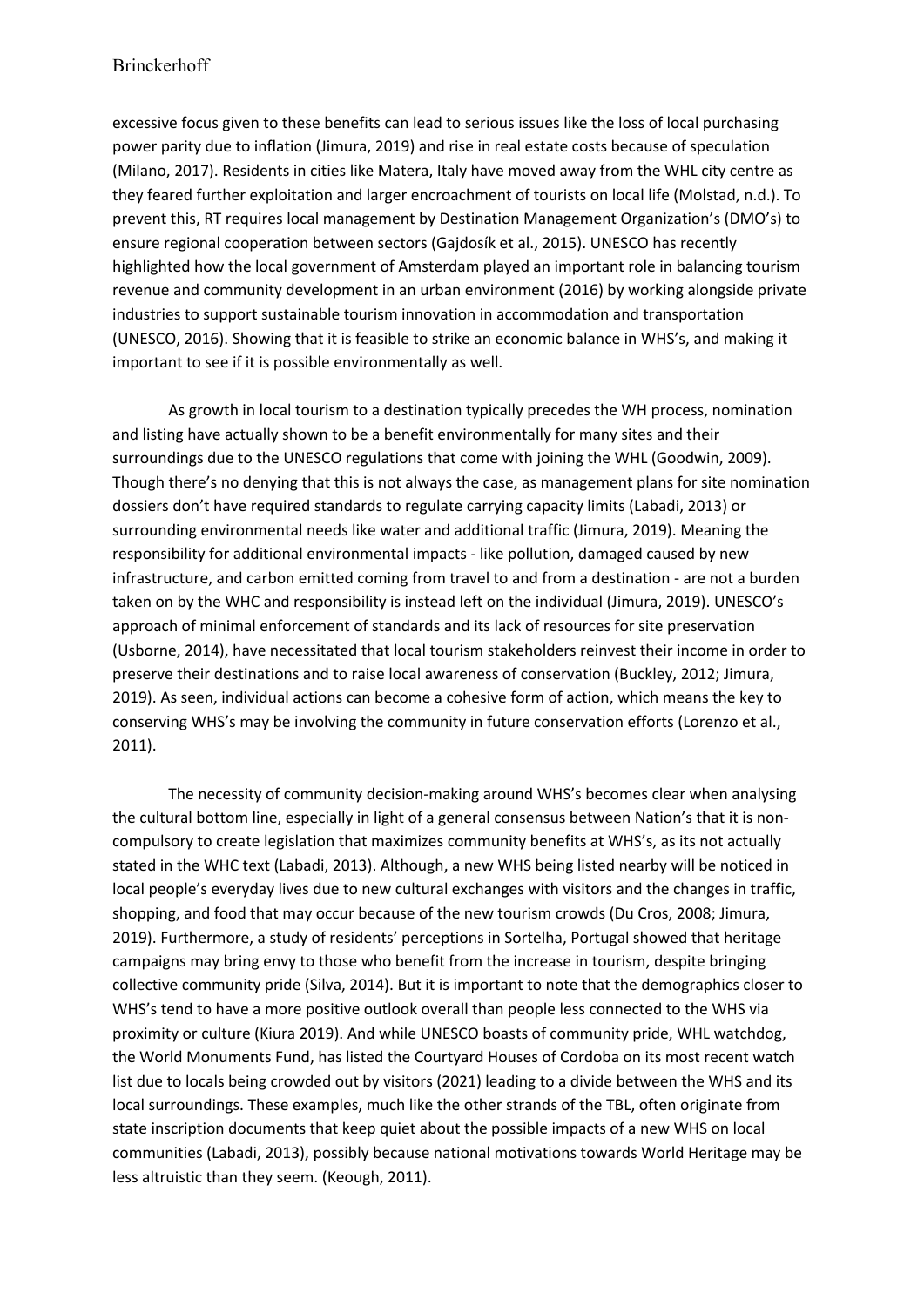excessive focus given to these benefits can lead to serious issues like the loss of local purchasing power parity due to inflation (Jimura, 2019) and rise in real estate costs because of speculation (Milano, 2017). Residents in cities like Matera, Italy have moved away from the WHL city centre as they feared further exploitation and larger encroachment of tourists on local life (Molstad, n.d.). To prevent this, RT requires local management by Destination Management Organization's (DMO's) to ensure regional cooperation between sectors (Gajdosík et al., 2015). UNESCO has recently highlighted how the local government of Amsterdam played an important role in balancing tourism revenue and community development in an urban environment (2016) by working alongside private industries to support sustainable tourism innovation in accommodation and transportation (UNESCO, 2016). Showing that it is feasible to strike an economic balance in WHS's, and making it important to see if it is possible environmentally as well.

As growth in local tourism to a destination typically precedes the WH process, nomination and listing have actually shown to be a benefit environmentally for many sites and their surroundings due to the UNESCO regulations that come with joining the WHL (Goodwin, 2009). Though there's no denying that this is not always the case, as management plans for site nomination dossiers don't have required standards to regulate carrying capacity limits (Labadi, 2013) or surrounding environmental needs like water and additional traffic (Jimura, 2019). Meaning the responsibility for additional environmental impacts - like pollution, damaged caused by new infrastructure, and carbon emitted coming from travel to and from a destination - are not a burden taken on by the WHC and responsibility is instead left on the individual (Jimura, 2019). UNESCO's approach of minimal enforcement of standards and its lack of resources for site preservation (Usborne, 2014), have necessitated that local tourism stakeholders reinvest their income in order to preserve their destinations and to raise local awareness of conservation (Buckley, 2012; Jimura, 2019). As seen, individual actions can become a cohesive form of action, which means the key to conserving WHS's may be involving the community in future conservation efforts (Lorenzo et al., 2011).

The necessity of community decision-making around WHS's becomes clear when analysing the cultural bottom line, especially in light of a general consensus between Nation's that it is non-compulsory to create legislation that maximizes community benefits at WHS's, as its not actually stated in the WHC text (Labadi, 2013). Although, a new WHS being listed nearby will be noticed in local people's everyday lives due to new cultural exchanges with visitors and the changes in traffic, shopping, and food that may occur because of the new tourism crowds (Du Cros, 2008; Jimura, 2019). Furthermore, a study of residents' perceptions in Sortelha, Portugal showed that heritage campaigns may bring envy to those who benefit from the increase in tourism, despite bringing collective community pride (Silva, 2014). But it is important to note that the demographics closer to WHS's tend to have a more positive outlook overall than people less connected to the WHS via proximity or culture (Kiura 2019). And while UNESCO boasts of community pride, WHL watchdog, the World Monuments Fund, has listed the Courtyard Houses of Cordoba on its most recent watch list due to locals being crowded out by visitors (2021) leading to a divide between the WHS and its local surroundings. These examples, much like the other strands of the TBL, often originate from state inscription documents that keep quiet about the possible impacts of a new WHS on local communities (Labadi, 2013), possibly because national motivations towards World Heritage may be less altruistic than they seem. (Keough, 2011).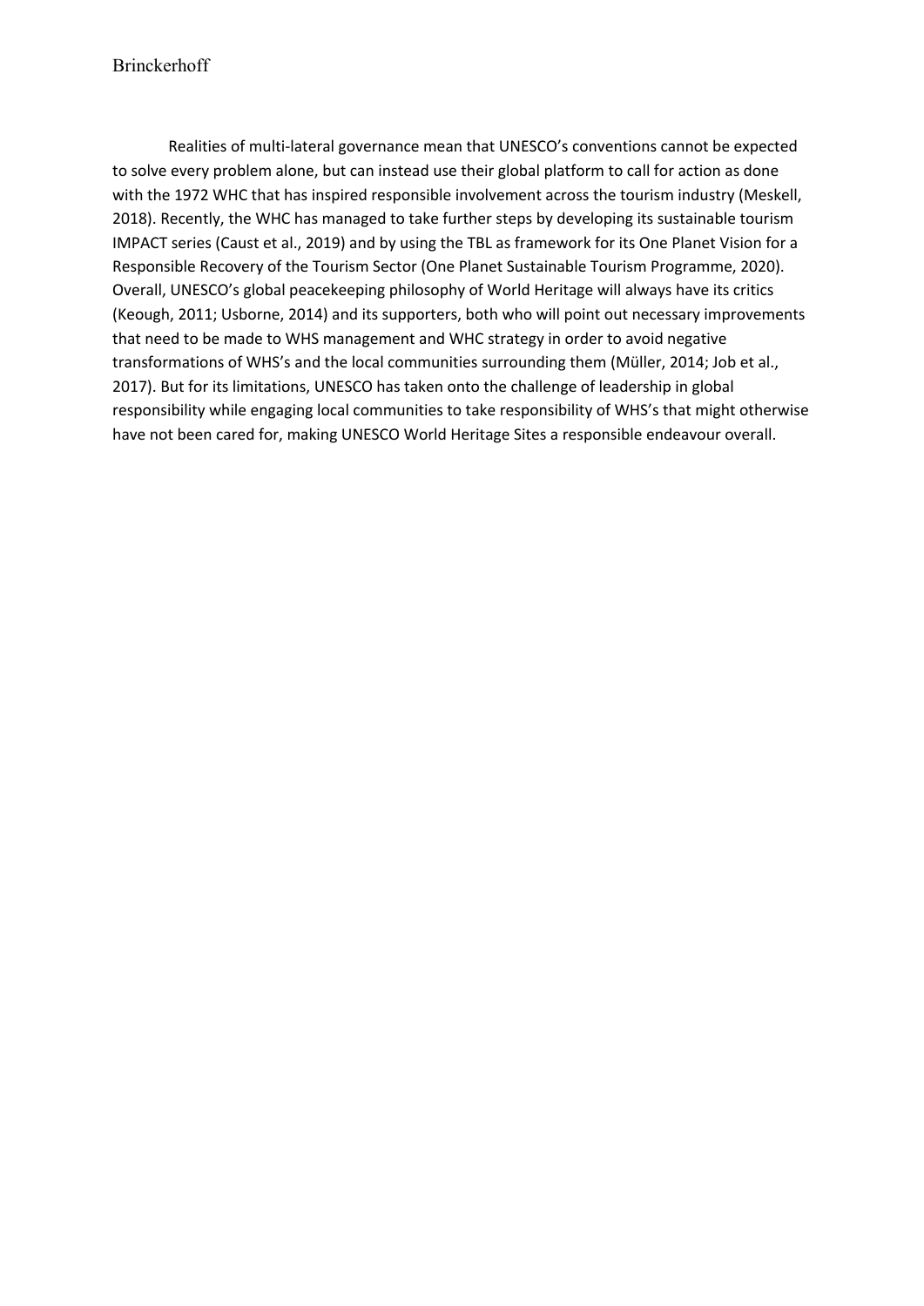Realities of multi-lateral governance mean that UNESCO's conventions cannot be expected to solve every problem alone, but can instead use their global platform to call for action as done with the 1972 WHC that has inspired responsible involvement across the tourism industry (Meskell, 2018). Recently, the WHC has managed to take further steps by developing its sustainable tourism IMPACT series (Caust et al., 2019) and by using the TBL as framework for its One Planet Vision for a Responsible Recovery of the Tourism Sector (One Planet Sustainable Tourism Programme, 2020). Overall, UNESCO's global peacekeeping philosophy of World Heritage will always have its critics (Keough, 2011; Usborne, 2014) and its supporters, both who will point out necessary improvements that need to be made to WHS management and WHC strategy in order to avoid negative transformations of WHS's and the local communities surrounding them (Müller, 2014; Job et al., 2017). But for its limitations, UNESCO has taken onto the challenge of leadership in global responsibility while engaging local communities to take responsibility of WHS's that might otherwise have not been cared for, making UNESCO World Heritage Sites a responsible endeavour overall.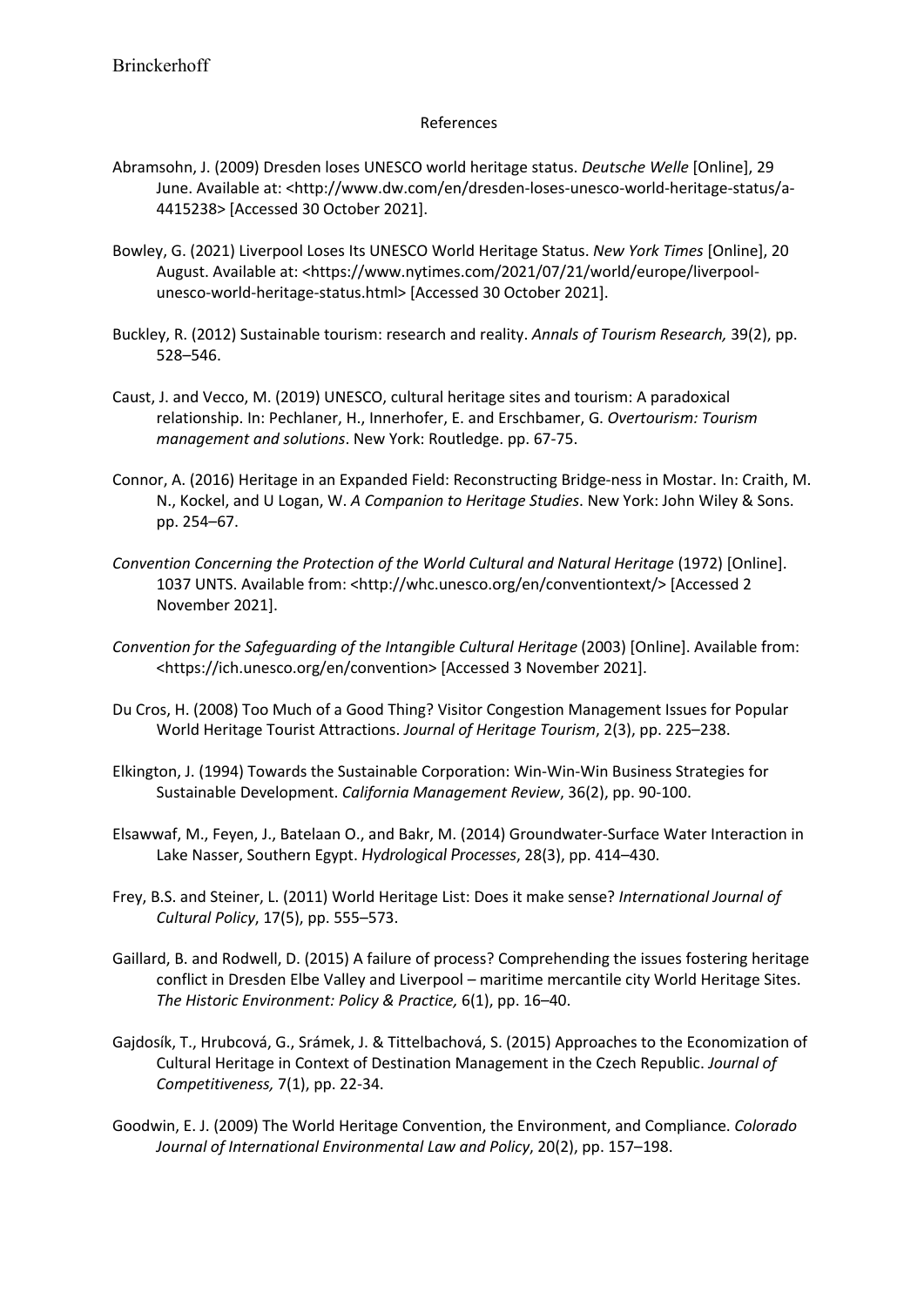References

Abramsohn, J. (2009) Dresden loses UNESCO world heritage status. *Deutsche Welle* [Online], 29 June. Available at: <http://www.dw.com/en/dresden-loses-unesco-world-heritage-status/a-4415238> [Accessed 30 October 2021].

Bowley, G. (2021) Liverpool Loses Its UNESCO World Heritage Status. *New York Times* [Online], 20 August. Available at: <https://www.nytimes.com/2021/07/21/world/europe/liverpool-unesco-world-heritage-status.html> [Accessed 30 October 2021].

Buckley, R. (2012) Sustainable tourism: research and reality. *Annals of Tourism Research,* 39(2), pp. 528–546.

Caust, J. and Vecco, M. (2019) UNESCO, cultural heritage sites and tourism: A paradoxical relationship. In: Pechlaner, H., Innerhofer, E. and Erschbamer, G. *Overtourism: Tourism management and solutions*. New York: Routledge. pp. 67-75.

Connor, A. (2016) Heritage in an Expanded Field: Reconstructing Bridge-ness in Mostar. In: Craith, M. N., Kockel, and U Logan, W. *A Companion to Heritage Studies*. New York: John Wiley & Sons. pp. 254–67.

*Convention Concerning the Protection of the World Cultural and Natural Heritage* (1972) [Online]. 1037 UNTS. Available from: <http://whc.unesco.org/en/conventiontext/> [Accessed 2 November 2021].

*Convention for the Safeguarding of the Intangible Cultural Heritage* (2003) [Online]. Available from: <https://ich.unesco.org/en/convention> [Accessed 3 November 2021].

Du Cros, H. (2008) Too Much of a Good Thing? Visitor Congestion Management Issues for Popular World Heritage Tourist Attractions. *Journal of Heritage Tourism*, 2(3), pp. 225–238.

Elkington, J. (1994) Towards the Sustainable Corporation: Win-Win-Win Business Strategies for Sustainable Development. *California Management Review*, 36(2), pp. 90-100.

Elsawwaf, M., Feyen, J., Batelaan O., and Bakr, M. (2014) Groundwater-Surface Water Interaction in Lake Nasser, Southern Egypt. *Hydrological Processes*, 28(3), pp. 414–430.

Frey, B.S. and Steiner, L. (2011) World Heritage List: Does it make sense? *International Journal of Cultural Policy*, 17(5), pp. 555–573.

Gaillard, B. and Rodwell, D. (2015) A failure of process? Comprehending the issues fostering heritage conflict in Dresden Elbe Valley and Liverpool – maritime mercantile city World Heritage Sites. *The Historic Environment: Policy & Practice,* 6(1), pp. 16–40.

Gajdosík, T., Hrubcová, G., Srámek, J. & Tittelbachová, S. (2015) Approaches to the Economization of Cultural Heritage in Context of Destination Management in the Czech Republic. *Journal of Competitiveness,* 7(1), pp. 22-34.

Goodwin, E. J. (2009) The World Heritage Convention, the Environment, and Compliance. *Colorado Journal of International Environmental Law and Policy*, 20(2), pp. 157–198.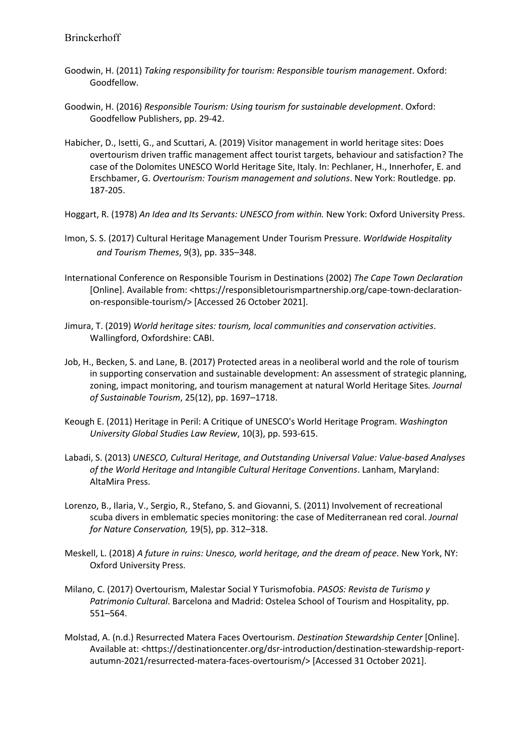Goodwin, H. (2011) *Taking responsibility for tourism: Responsible tourism management*. Oxford: Goodfellow.

Goodwin, H. (2016) *Responsible Tourism: Using tourism for sustainable development*. Oxford: Goodfellow Publishers, pp. 29-42.

Habicher, D., Isetti, G., and Scuttari, A. (2019) Visitor management in world heritage sites: Does overtourism driven traffic management affect tourist targets, behaviour and satisfaction? The case of the Dolomites UNESCO World Heritage Site, Italy. In: Pechlaner, H., Innerhofer, E. and Erschbamer, G. *Overtourism: Tourism management and solutions*. New York: Routledge. pp. 187-205.

Hoggart, R. (1978) *An Idea and Its Servants: UNESCO from within.* New York: Oxford University Press.

Imon, S. S. (2017) Cultural Heritage Management Under Tourism Pressure. *Worldwide Hospitality and Tourism Themes*, 9(3), pp. 335–348.

International Conference on Responsible Tourism in Destinations (2002) *The Cape Town Declaration* [Online]. Available from: <https://responsibletourismpartnership.org/cape-town-declaration-on-responsible-tourism/> [Accessed 26 October 2021].

Jimura, T. (2019) *World heritage sites: tourism, local communities and conservation activities*. Wallingford, Oxfordshire: CABI.

Job, H., Becken, S. and Lane, B. (2017) Protected areas in a neoliberal world and the role of tourism in supporting conservation and sustainable development: An assessment of strategic planning, zoning, impact monitoring, and tourism management at natural World Heritage Sites*. Journal of Sustainable Tourism*, 25(12), pp. 1697–1718.

Keough E. (2011) Heritage in Peril: A Critique of UNESCO's World Heritage Program. *Washington University Global Studies Law Review*, 10(3), pp. 593-615.

Labadi, S. (2013) *UNESCO, Cultural Heritage, and Outstanding Universal Value: Value-based Analyses of the World Heritage and Intangible Cultural Heritage Conventions*. Lanham, Maryland: AltaMira Press.

Lorenzo, B., Ilaria, V., Sergio, R., Stefano, S. and Giovanni, S. (2011) Involvement of recreational scuba divers in emblematic species monitoring: the case of Mediterranean red coral. *Journal for Nature Conservation,* 19(5), pp. 312–318.

Meskell, L. (2018) *A future in ruins: Unesco, world heritage, and the dream of peace*. New York, NY: Oxford University Press.

Milano, C. (2017) Overtourism, Malestar Social Y Turismofobia. *PASOS: Revista de Turismo y Patrimonio Cultural*. Barcelona and Madrid: Ostelea School of Tourism and Hospitality, pp. 551–564.

Molstad, A. (n.d.) Resurrected Matera Faces Overtourism. *Destination Stewardship Center* [Online]. Available at: <https://destinationcenter.org/dsr-introduction/destination-stewardship-report-autumn-2021/resurrected-matera-faces-overtourism/> [Accessed 31 October 2021].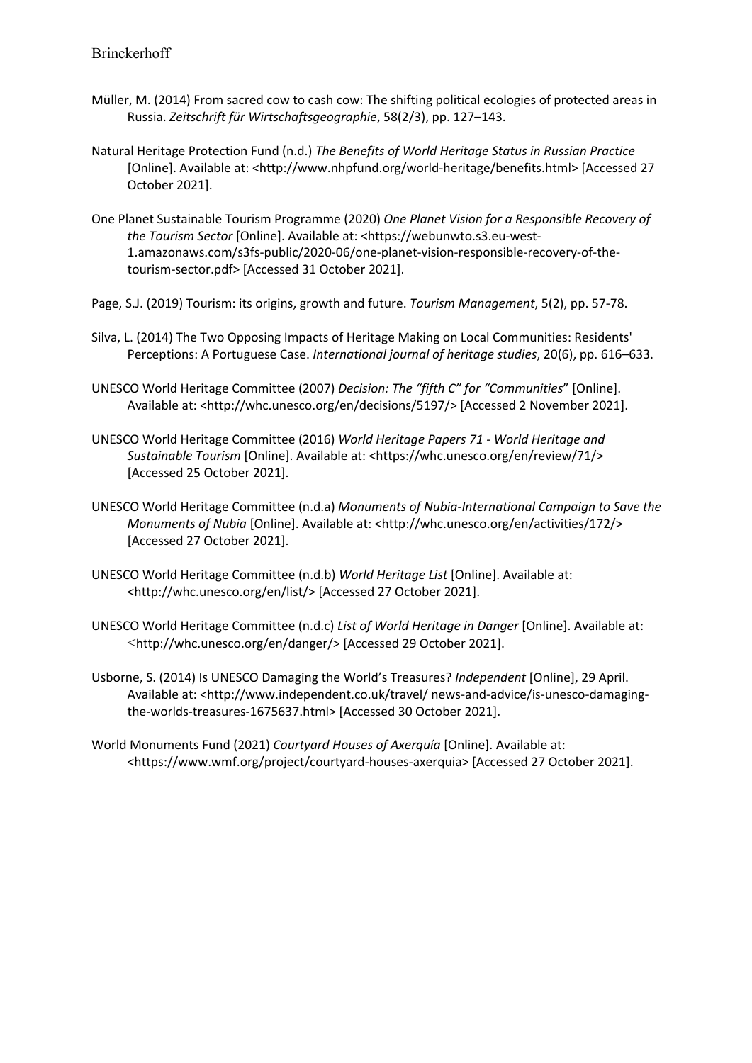Müller, M. (2014) From sacred cow to cash cow: The shifting political ecologies of protected areas in Russia. *Zeitschrift für Wirtschaftsgeographie*, 58(2/3), pp. 127–143.

Natural Heritage Protection Fund (n.d.) *The Benefits of World Heritage Status in Russian Practice* [Online]. Available at: <http://www.nhpfund.org/world-heritage/benefits.html> [Accessed 27 October 2021].

One Planet Sustainable Tourism Programme (2020) *One Planet Vision for a Responsible Recovery of the Tourism Sector* [Online]. Available at: <https://webunwto.s3.eu-west-1.amazonaws.com/s3fs-public/2020-06/one-planet-vision-responsible-recovery-of-the-tourism-sector.pdf> [Accessed 31 October 2021].

Page, S.J. (2019) Tourism: its origins, growth and future. *Tourism Management*, 5(2), pp. 57-78.

Silva, L. (2014) The Two Opposing Impacts of Heritage Making on Local Communities: Residents' Perceptions: A Portuguese Case. *International journal of heritage studies*, 20(6), pp. 616–633.

UNESCO World Heritage Committee (2007) *Decision: The "fifth C" for "Communities*" [Online]. Available at: <http://whc.unesco.org/en/decisions/5197/> [Accessed 2 November 2021].

UNESCO World Heritage Committee (2016) *World Heritage Papers 71 - World Heritage and Sustainable Tourism* [Online]. Available at: <https://whc.unesco.org/en/review/71/> [Accessed 25 October 2021].

UNESCO World Heritage Committee (n.d.a) *Monuments of Nubia-International Campaign to Save the Monuments of Nubia* [Online]. Available at: <http://whc.unesco.org/en/activities/172/> [Accessed 27 October 2021].

UNESCO World Heritage Committee (n.d.b) *World Heritage List* [Online]. Available at: <http://whc.unesco.org/en/list/> [Accessed 27 October 2021].

UNESCO World Heritage Committee (n.d.c) *List of World Heritage in Danger* [Online]. Available at: <http://whc.unesco.org/en/danger/> [Accessed 29 October 2021].

Usborne, S. (2014) Is UNESCO Damaging the World's Treasures? *Independent* [Online], 29 April. Available at: <http://www.independent.co.uk/travel/ news-and-advice/is-unesco-damaging-the-worlds-treasures-1675637.html> [Accessed 30 October 2021].

World Monuments Fund (2021) *Courtyard Houses of Axerquía* [Online]. Available at: <https://www.wmf.org/project/courtyard-houses-axerquia> [Accessed 27 October 2021].